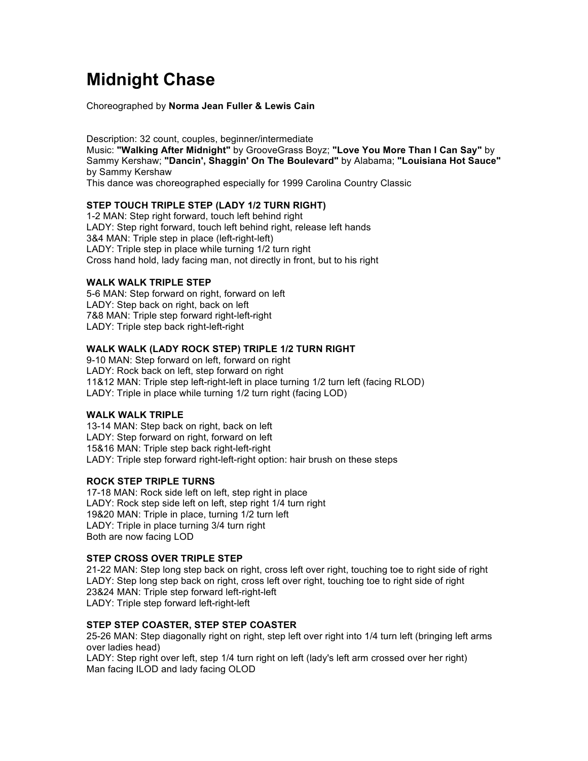# Midnight Chase

Choreographed by **Norma Jean Fuller & Lewis Cain**

Description: 32 count, couples, beginner/intermediate
Music: **"Walking After Midnight"** by GrooveGrass Boyz; **"Love You More Than I Can Say"** by Sammy Kershaw; **"Dancin', Shaggin' On The Boulevard"** by Alabama; **"Louisiana Hot Sauce"** by Sammy Kershaw
This dance was choreographed especially for 1999 Carolina Country Classic

**STEP TOUCH TRIPLE STEP (LADY 1/2 TURN RIGHT)**
1-2 MAN: Step right forward, touch left behind right
LADY: Step right forward, touch left behind right, release left hands
3&4 MAN: Triple step in place (left-right-left)
LADY: Triple step in place while turning 1/2 turn right
Cross hand hold, lady facing man, not directly in front, but to his right

**WALK WALK TRIPLE STEP**
5-6 MAN: Step forward on right, forward on left
LADY: Step back on right, back on left
7&8 MAN: Triple step forward right-left-right
LADY: Triple step back right-left-right

**WALK WALK (LADY ROCK STEP) TRIPLE 1/2 TURN RIGHT**
9-10 MAN: Step forward on left, forward on right
LADY: Rock back on left, step forward on right
11&12 MAN: Triple step left-right-left in place turning 1/2 turn left (facing RLOD)
LADY: Triple in place while turning 1/2 turn right (facing LOD)

**WALK WALK TRIPLE**
13-14 MAN: Step back on right, back on left
LADY: Step forward on right, forward on left
15&16 MAN: Triple step back right-left-right
LADY: Triple step forward right-left-right option: hair brush on these steps

**ROCK STEP TRIPLE TURNS**
17-18 MAN: Rock side left on left, step right in place
LADY: Rock step side left on left, step right 1/4 turn right
19&20 MAN: Triple in place, turning 1/2 turn left
LADY: Triple in place turning 3/4 turn right
Both are now facing LOD

**STEP CROSS OVER TRIPLE STEP**
21-22 MAN: Step long step back on right, cross left over right, touching toe to right side of right
LADY: Step long step back on right, cross left over right, touching toe to right side of right
23&24 MAN: Triple step forward left-right-left
LADY: Triple step forward left-right-left

**STEP STEP COASTER, STEP STEP COASTER**
25-26 MAN: Step diagonally right on right, step left over right into 1/4 turn left (bringing left arms over ladies head)
LADY: Step right over left, step 1/4 turn right on left (lady's left arm crossed over her right)
Man facing ILOD and lady facing OLOD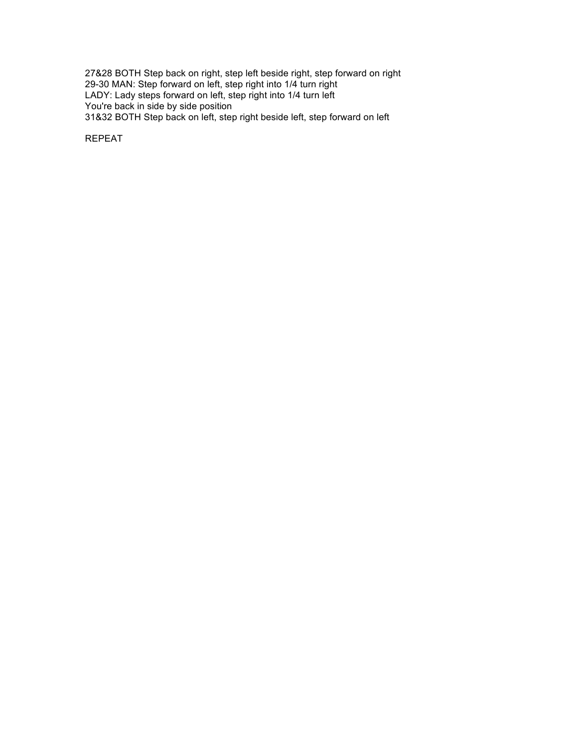27&28 BOTH Step back on right, step left beside right, step forward on right
29-30 MAN: Step forward on left, step right into 1/4 turn right
LADY: Lady steps forward on left, step right into 1/4 turn left
You're back in side by side position
31&32 BOTH Step back on left, step right beside left, step forward on left

REPEAT